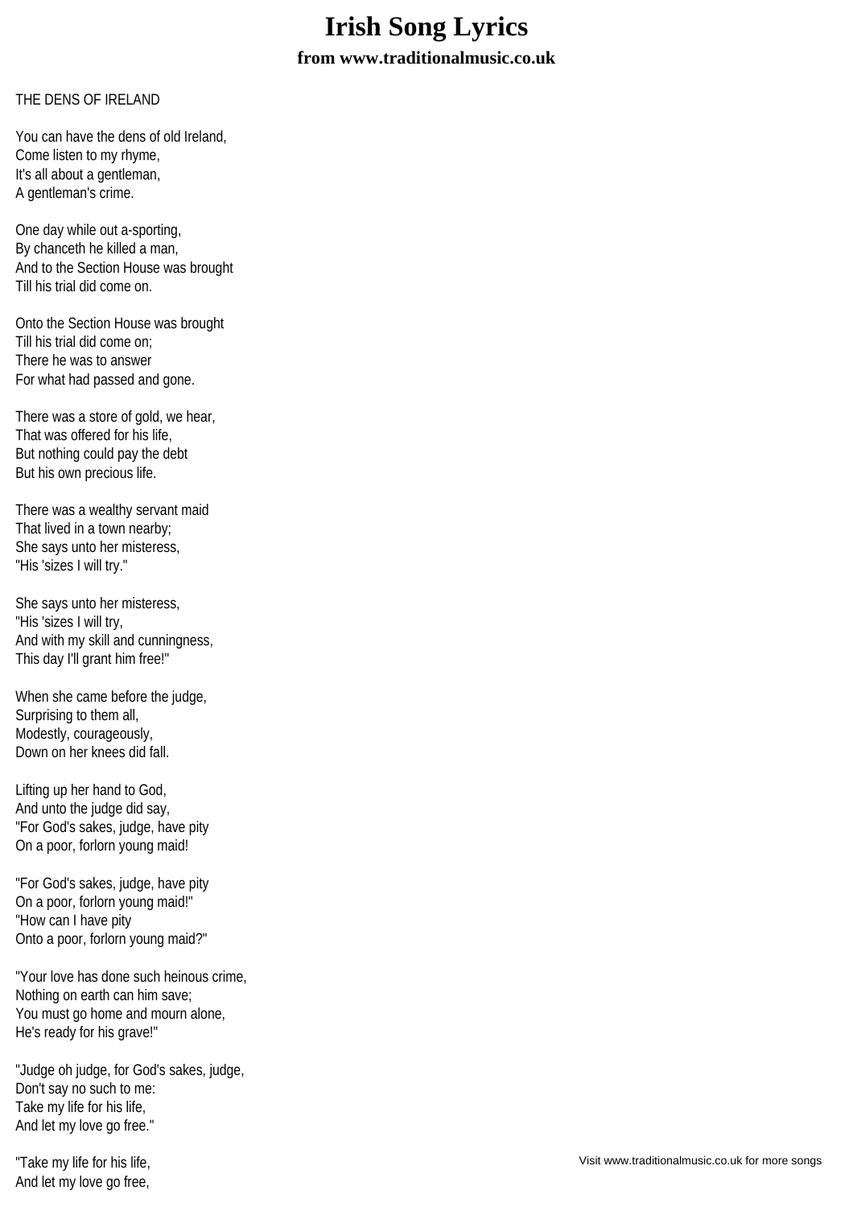# Irish Song Lyrics

### from www.traditionalmusic.co.uk

THE DENS OF IRELAND

You can have the dens of old Ireland,
Come listen to my rhyme,
It's all about a gentleman,
A gentleman's crime.

One day while out a-sporting,
By chanceth he killed a man,
And to the Section House was brought
Till his trial did come on.

Onto the Section House was brought
Till his trial did come on;
There he was to answer
For what had passed and gone.

There was a store of gold, we hear,
That was offered for his life,
But nothing could pay the debt
But his own precious life.

There was a wealthy servant maid
That lived in a town nearby;
She says unto her misteress,
"His 'sizes I will try."

She says unto her misteress,
"His 'sizes I will try,
And with my skill and cunningness,
This day I'll grant him free!"

When she came before the judge,
Surprising to them all,
Modestly, courageously,
Down on her knees did fall.

Lifting up her hand to God,
And unto the judge did say,
"For God's sakes, judge, have pity
On a poor, forlorn young maid!

"For God's sakes, judge, have pity
On a poor, forlorn young maid!"
"How can I have pity
Onto a poor, forlorn young maid?"

"Your love has done such heinous crime,
Nothing on earth can him save;
You must go home and mourn alone,
He's ready for his grave!"

"Judge oh judge, for God's sakes, judge,
Don't say no such to me:
Take my life for his life,
And let my love go free."

"Take my life for his life,
And let my love go free,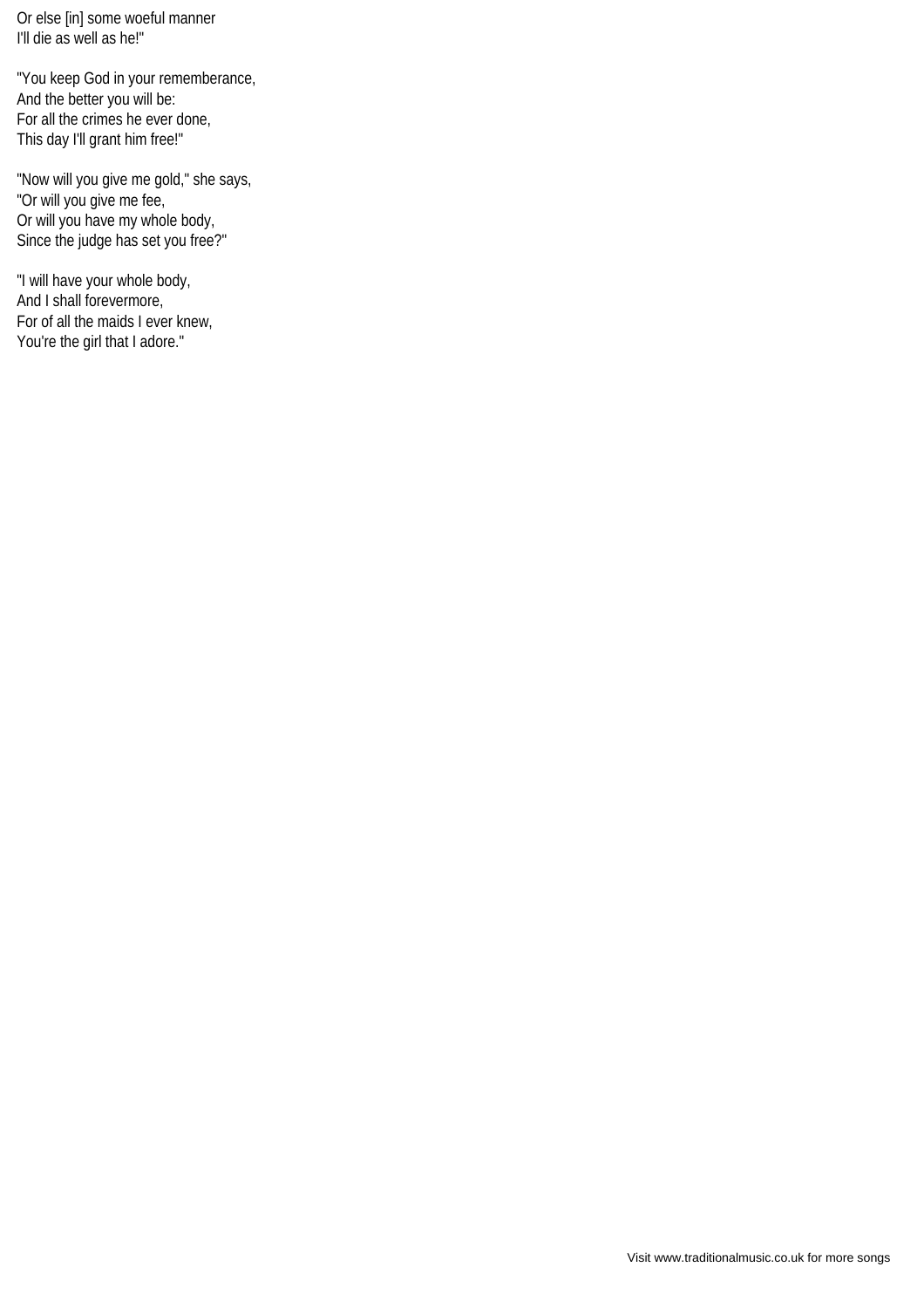Or else [in] some woeful manner
I'll die as well as he!"

"You keep God in your rememberance,
And the better you will be:
For all the crimes he ever done,
This day I'll grant him free!"

"Now will you give me gold," she says,
"Or will you give me fee,
Or will you have my whole body,
Since the judge has set you free?"

"I will have your whole body,
And I shall forevermore,
For of all the maids I ever knew,
You're the girl that I adore."

Visit www.traditionalmusic.co.uk for more songs